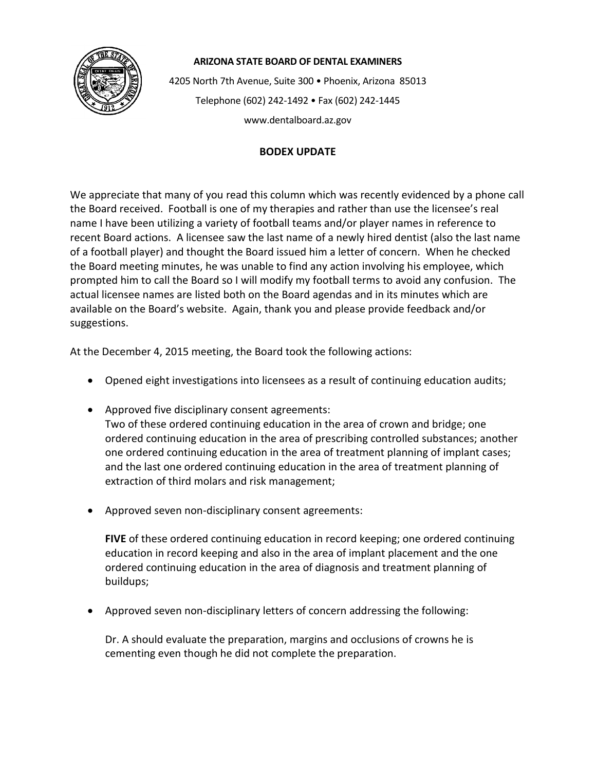**ARIZONA STATE BOARD OF DENTAL EXAMINERS**

4205 North 7th Avenue, Suite 300 • Phoenix, Arizona 85013

Telephone (602) 242-1492 • Fax (602) 242-1445

www.dentalboard.az.gov

# BODEX UPDATE

We appreciate that many of you read this column which was recently evidenced by a phone call the Board received. Football is one of my therapies and rather than use the licensee's real name I have been utilizing a variety of football teams and/or player names in reference to recent Board actions. A licensee saw the last name of a newly hired dentist (also the last name of a football player) and thought the Board issued him a letter of concern. When he checked the Board meeting minutes, he was unable to find any action involving his employee, which prompted him to call the Board so I will modify my football terms to avoid any confusion. The actual licensee names are listed both on the Board agendas and in its minutes which are available on the Board's website. Again, thank you and please provide feedback and/or suggestions.

At the December 4, 2015 meeting, the Board took the following actions:

- Opened eight investigations into licensees as a result of continuing education audits;

- Approved five disciplinary consent agreements:
  Two of these ordered continuing education in the area of crown and bridge; one ordered continuing education in the area of prescribing controlled substances; another one ordered continuing education in the area of treatment planning of implant cases; and the last one ordered continuing education in the area of treatment planning of extraction of third molars and risk management;

- Approved seven non-disciplinary consent agreements:

  **FIVE** of these ordered continuing education in record keeping; one ordered continuing education in record keeping and also in the area of implant placement and the one ordered continuing education in the area of diagnosis and treatment planning of buildups;

- Approved seven non-disciplinary letters of concern addressing the following:

  Dr. A should evaluate the preparation, margins and occlusions of crowns he is cementing even though he did not complete the preparation.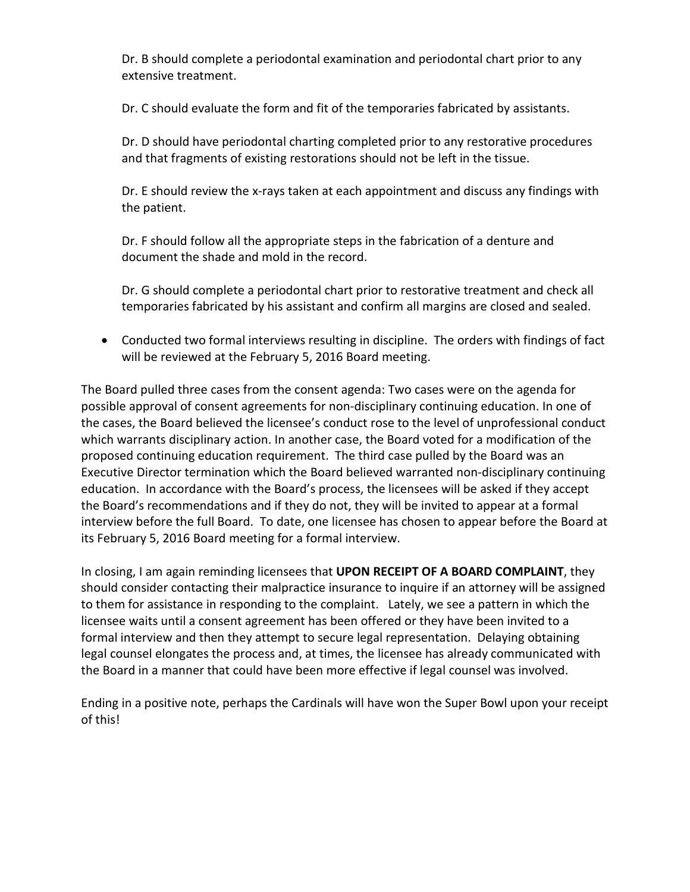Dr. B should complete a periodontal examination and periodontal chart prior to any extensive treatment.

Dr. C should evaluate the form and fit of the temporaries fabricated by assistants.

Dr. D should have periodontal charting completed prior to any restorative procedures and that fragments of existing restorations should not be left in the tissue.

Dr. E should review the x-rays taken at each appointment and discuss any findings with the patient.

Dr. F should follow all the appropriate steps in the fabrication of a denture and document the shade and mold in the record.

Dr. G should complete a periodontal chart prior to restorative treatment and check all temporaries fabricated by his assistant and confirm all margins are closed and sealed.

- Conducted two formal interviews resulting in discipline. The orders with findings of fact will be reviewed at the February 5, 2016 Board meeting.

The Board pulled three cases from the consent agenda: Two cases were on the agenda for possible approval of consent agreements for non-disciplinary continuing education. In one of the cases, the Board believed the licensee's conduct rose to the level of unprofessional conduct which warrants disciplinary action. In another case, the Board voted for a modification of the proposed continuing education requirement. The third case pulled by the Board was an Executive Director termination which the Board believed warranted non-disciplinary continuing education. In accordance with the Board's process, the licensees will be asked if they accept the Board's recommendations and if they do not, they will be invited to appear at a formal interview before the full Board. To date, one licensee has chosen to appear before the Board at its February 5, 2016 Board meeting for a formal interview.

In closing, I am again reminding licensees that **UPON RECEIPT OF A BOARD COMPLAINT**, they should consider contacting their malpractice insurance to inquire if an attorney will be assigned to them for assistance in responding to the complaint. Lately, we see a pattern in which the licensee waits until a consent agreement has been offered or they have been invited to a formal interview and then they attempt to secure legal representation. Delaying obtaining legal counsel elongates the process and, at times, the licensee has already communicated with the Board in a manner that could have been more effective if legal counsel was involved.

Ending in a positive note, perhaps the Cardinals will have won the Super Bowl upon your receipt of this!